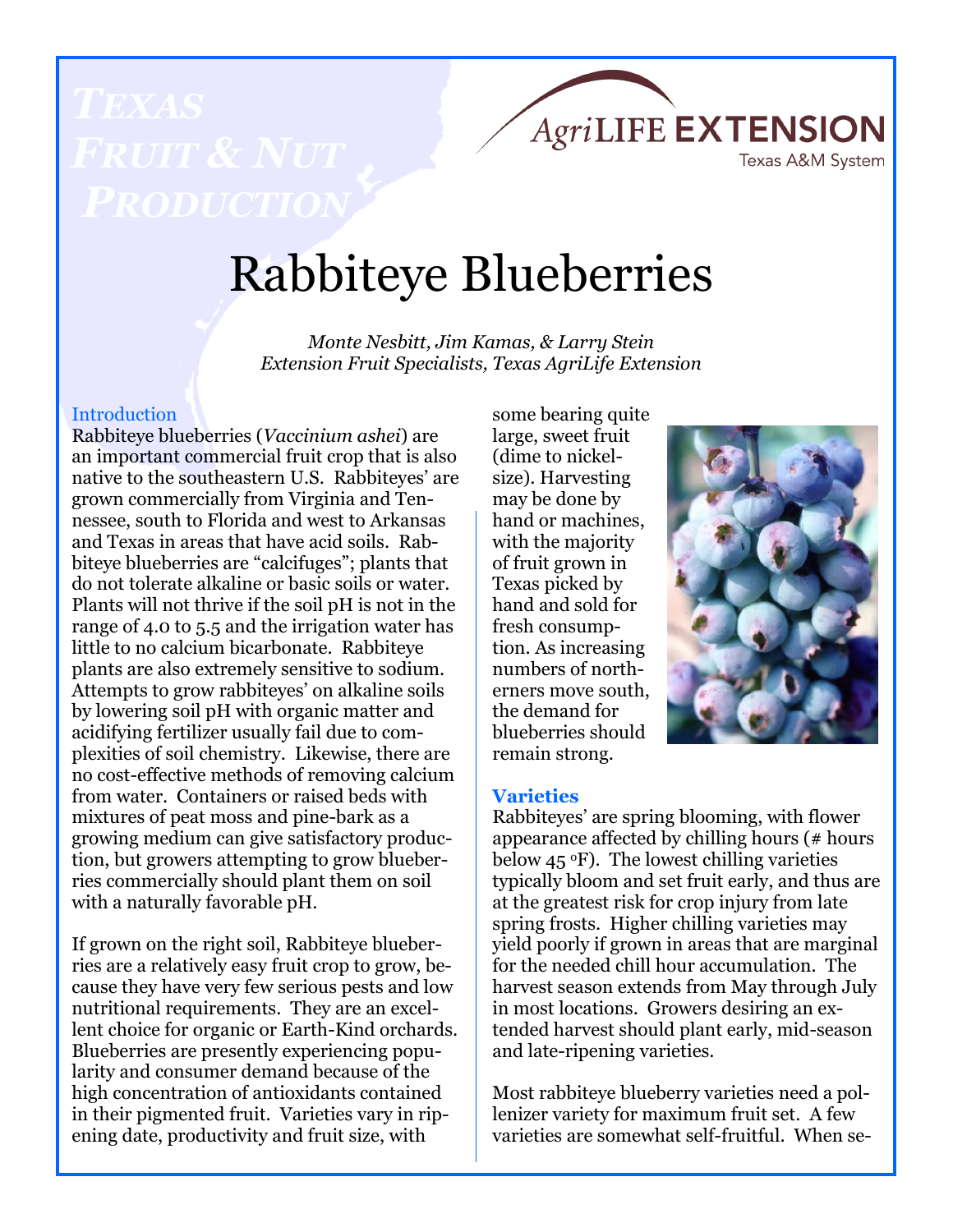Texas Fruit & Nut Production

AgriLIFE EXTENSION
Texas A&M System

# Rabbiteye Blueberries

*Monte Nesbitt, Jim Kamas, & Larry Stein*
*Extension Fruit Specialists, Texas AgriLife Extension*

## Introduction

Rabbiteye blueberries (*Vaccinium ashei*) are an important commercial fruit crop that is also native to the southeastern U.S. Rabbiteyes' are grown commercially from Virginia and Tennessee, south to Florida and west to Arkansas and Texas in areas that have acid soils. Rabbiteye blueberries are "calcifuges"; plants that do not tolerate alkaline or basic soils or water. Plants will not thrive if the soil pH is not in the range of 4.0 to 5.5 and the irrigation water has little to no calcium bicarbonate. Rabbiteye plants are also extremely sensitive to sodium. Attempts to grow rabbiteyes' on alkaline soils by lowering soil pH with organic matter and acidifying fertilizer usually fail due to complexities of soil chemistry. Likewise, there are no cost-effective methods of removing calcium from water. Containers or raised beds with mixtures of peat moss and pine-bark as a growing medium can give satisfactory production, but growers attempting to grow blueberries commercially should plant them on soil with a naturally favorable pH.

If grown on the right soil, Rabbiteye blueberries are a relatively easy fruit crop to grow, because they have very few serious pests and low nutritional requirements. They are an excellent choice for organic or Earth-Kind orchards. Blueberries are presently experiencing popularity and consumer demand because of the high concentration of antioxidants contained in their pigmented fruit. Varieties vary in ripening date, productivity and fruit size, with some bearing quite large, sweet fruit (dime to nickel-size). Harvesting may be done by hand or machines, with the majority of fruit grown in Texas picked by hand and sold for fresh consumption. As increasing numbers of northerners move south, the demand for blueberries should remain strong.

## Varieties

Rabbiteyes' are spring blooming, with flower appearance affected by chilling hours (# hours below 45 °F). The lowest chilling varieties typically bloom and set fruit early, and thus are at the greatest risk for crop injury from late spring frosts. Higher chilling varieties may yield poorly if grown in areas that are marginal for the needed chill hour accumulation. The harvest season extends from May through July in most locations. Growers desiring an extended harvest should plant early, mid-season and late-ripening varieties.

Most rabbiteye blueberry varieties need a pollenizer variety for maximum fruit set. A few varieties are somewhat self-fruitful. When se-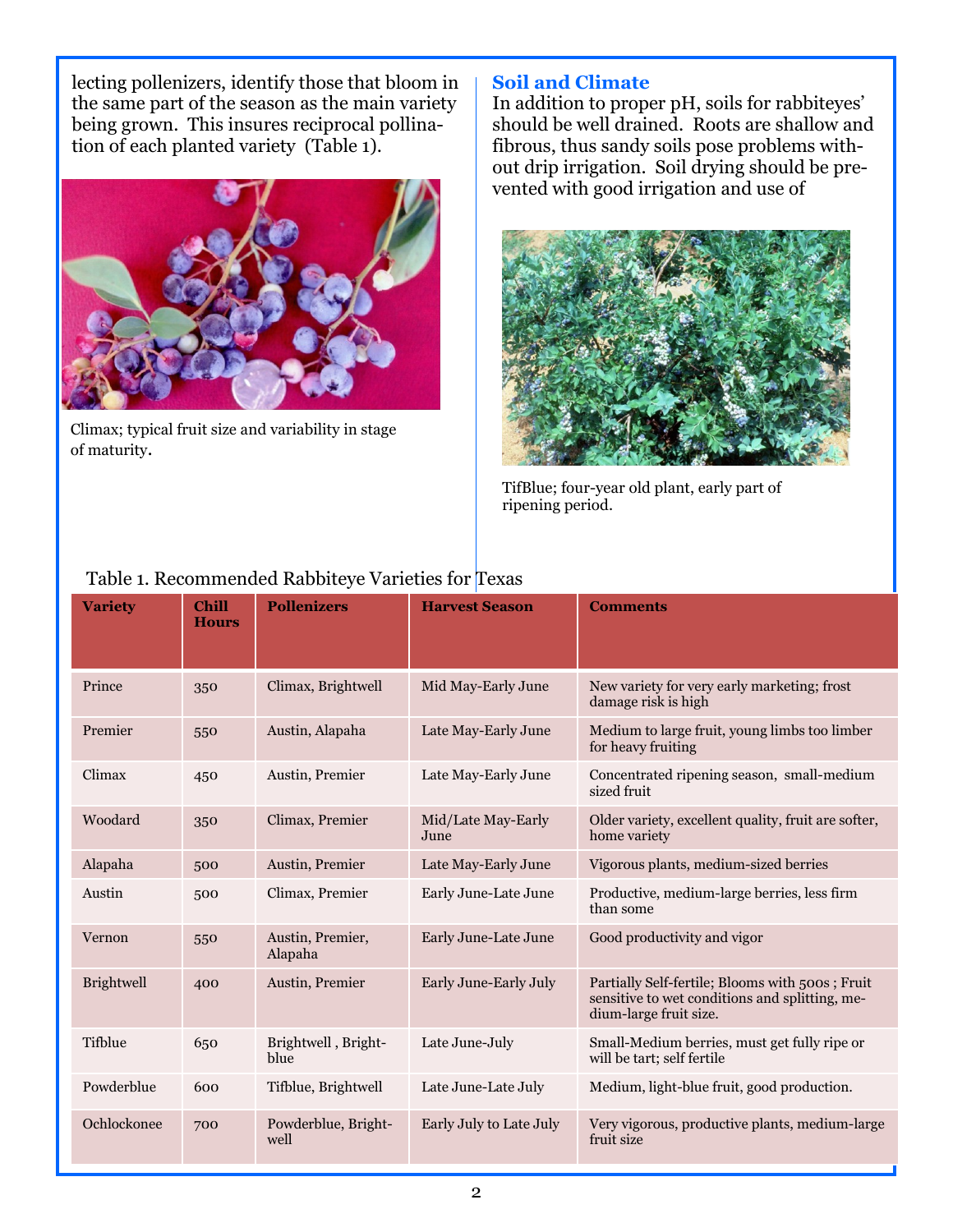lecting pollenizers, identify those that bloom in the same part of the season as the main variety being grown. This insures reciprocal pollination of each planted variety (Table 1).

Climax; typical fruit size and variability in stage of maturity.

## Soil and Climate

In addition to proper pH, soils for rabbiteyes' should be well drained. Roots are shallow and fibrous, thus sandy soils pose problems without drip irrigation. Soil drying should be prevented with good irrigation and use of

TifBlue; four-year old plant, early part of ripening period.

Table 1. Recommended Rabbiteye Varieties for Texas

| Variety | Chill Hours | Pollenizers | Harvest Season | Comments |
|---|---|---|---|---|
| Prince | 350 | Climax, Brightwell | Mid May-Early June | New variety for very early marketing; frost damage risk is high |
| Premier | 550 | Austin, Alapaha | Late May-Early June | Medium to large fruit, young limbs too limber for heavy fruiting |
| Climax | 450 | Austin, Premier | Late May-Early June | Concentrated ripening season, small-medium sized fruit |
| Woodard | 350 | Climax, Premier | Mid/Late May-Early June | Older variety, excellent quality, fruit are softer, home variety |
| Alapaha | 500 | Austin, Premier | Late May-Early June | Vigorous plants, medium-sized berries |
| Austin | 500 | Climax, Premier | Early June-Late June | Productive, medium-large berries, less firm than some |
| Vernon | 550 | Austin, Premier, Alapaha | Early June-Late June | Good productivity and vigor |
| Brightwell | 400 | Austin, Premier | Early June-Early July | Partially Self-fertile; Blooms with 500s ; Fruit sensitive to wet conditions and splitting, medium-large fruit size. |
| Tifblue | 650 | Brightwell , Brightblue | Late June-July | Small-Medium berries, must get fully ripe or will be tart; self fertile |
| Powderblue | 600 | Tifblue, Brightwell | Late June-Late July | Medium, light-blue fruit, good production. |
| Ochlockonee | 700 | Powderblue, Brightwell | Early July to Late July | Very vigorous, productive plants, medium-large fruit size |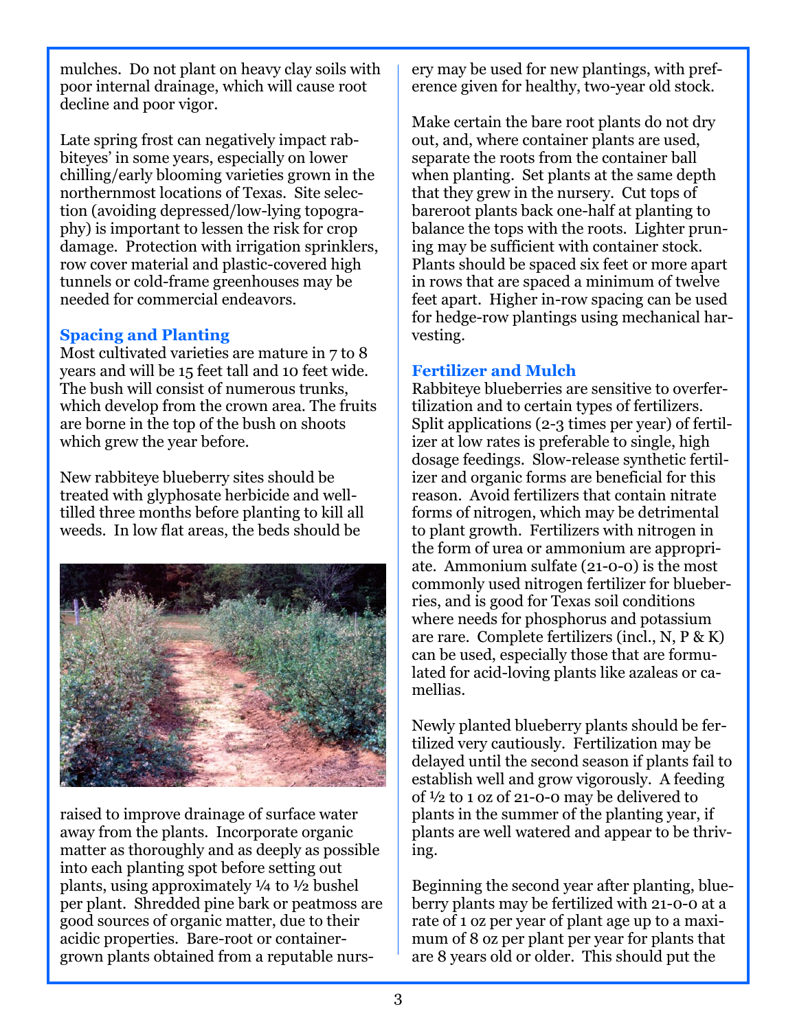mulches. Do not plant on heavy clay soils with poor internal drainage, which will cause root decline and poor vigor.

Late spring frost can negatively impact rabbiteyes' in some years, especially on lower chilling/early blooming varieties grown in the northernmost locations of Texas. Site selection (avoiding depressed/low-lying topography) is important to lessen the risk for crop damage. Protection with irrigation sprinklers, row cover material and plastic-covered high tunnels or cold-frame greenhouses may be needed for commercial endeavors.

### Spacing and Planting

Most cultivated varieties are mature in 7 to 8 years and will be 15 feet tall and 10 feet wide. The bush will consist of numerous trunks, which develop from the crown area. The fruits are borne in the top of the bush on shoots which grew the year before.

New rabbiteye blueberry sites should be treated with glyphosate herbicide and well-tilled three months before planting to kill all weeds. In low flat areas, the beds should be raised to improve drainage of surface water away from the plants. Incorporate organic matter as thoroughly and as deeply as possible into each planting spot before setting out plants, using approximately ¼ to ½ bushel per plant. Shredded pine bark or peatmoss are good sources of organic matter, due to their acidic properties. Bare-root or container-grown plants obtained from a reputable nursery may be used for new plantings, with preference given for healthy, two-year old stock.

Make certain the bare root plants do not dry out, and, where container plants are used, separate the roots from the container ball when planting. Set plants at the same depth that they grew in the nursery. Cut tops of bareroot plants back one-half at planting to balance the tops with the roots. Lighter pruning may be sufficient with container stock. Plants should be spaced six feet or more apart in rows that are spaced a minimum of twelve feet apart. Higher in-row spacing can be used for hedge-row plantings using mechanical harvesting.

### Fertilizer and Mulch

Rabbiteye blueberries are sensitive to overfertilization and to certain types of fertilizers. Split applications (2-3 times per year) of fertilizer at low rates is preferable to single, high dosage feedings. Slow-release synthetic fertilizer and organic forms are beneficial for this reason. Avoid fertilizers that contain nitrate forms of nitrogen, which may be detrimental to plant growth. Fertilizers with nitrogen in the form of urea or ammonium are appropriate. Ammonium sulfate (21-0-0) is the most commonly used nitrogen fertilizer for blueberries, and is good for Texas soil conditions where needs for phosphorus and potassium are rare. Complete fertilizers (incl., N, P & K) can be used, especially those that are formulated for acid-loving plants like azaleas or camellias.

Newly planted blueberry plants should be fertilized very cautiously. Fertilization may be delayed until the second season if plants fail to establish well and grow vigorously. A feeding of ½ to 1 oz of 21-0-0 may be delivered to plants in the summer of the planting year, if plants are well watered and appear to be thriving.

Beginning the second year after planting, blueberry plants may be fertilized with 21-0-0 at a rate of 1 oz per year of plant age up to a maximum of 8 oz per plant per year for plants that are 8 years old or older. This should put the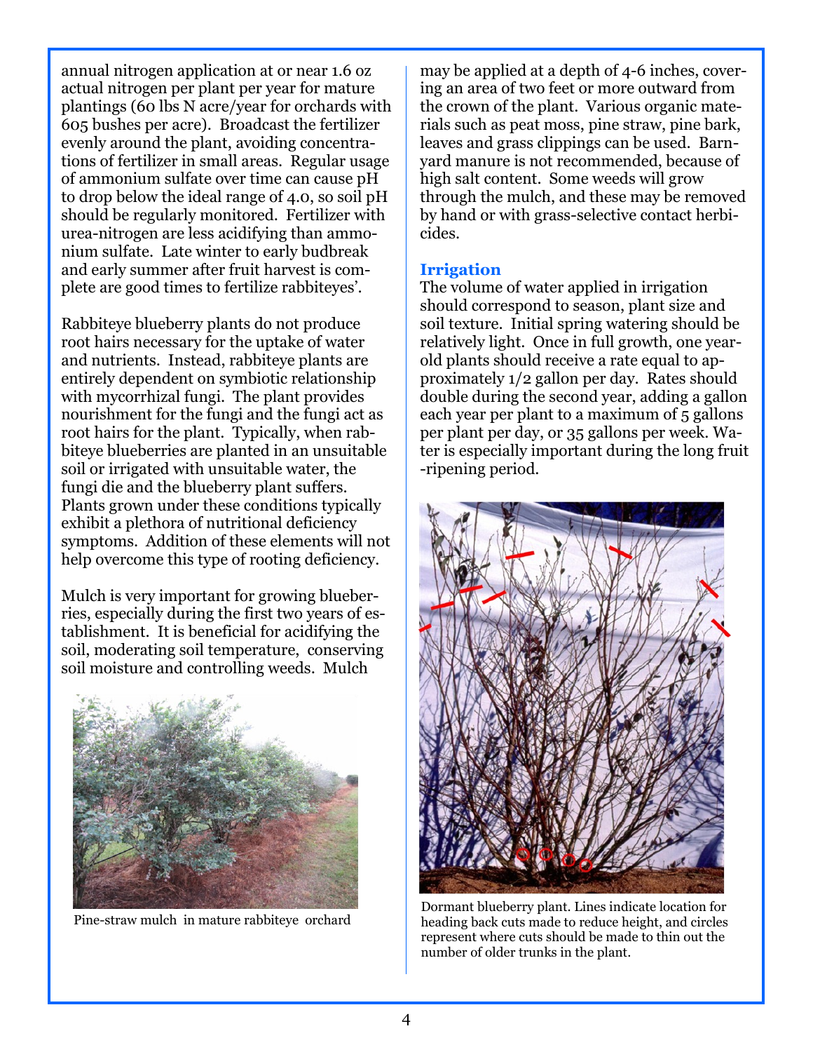annual nitrogen application at or near 1.6 oz actual nitrogen per plant per year for mature plantings (60 lbs N acre/year for orchards with 605 bushes per acre). Broadcast the fertilizer evenly around the plant, avoiding concentrations of fertilizer in small areas. Regular usage of ammonium sulfate over time can cause pH to drop below the ideal range of 4.0, so soil pH should be regularly monitored. Fertilizer with urea-nitrogen are less acidifying than ammonium sulfate. Late winter to early budbreak and early summer after fruit harvest is complete are good times to fertilize rabbiteyes'.

Rabbiteye blueberry plants do not produce root hairs necessary for the uptake of water and nutrients. Instead, rabbiteye plants are entirely dependent on symbiotic relationship with mycorrhizal fungi. The plant provides nourishment for the fungi and the fungi act as root hairs for the plant. Typically, when rabbiteye blueberries are planted in an unsuitable soil or irrigated with unsuitable water, the fungi die and the blueberry plant suffers. Plants grown under these conditions typically exhibit a plethora of nutritional deficiency symptoms. Addition of these elements will not help overcome this type of rooting deficiency.

Mulch is very important for growing blueberries, especially during the first two years of establishment. It is beneficial for acidifying the soil, moderating soil temperature, conserving soil moisture and controlling weeds. Mulch may be applied at a depth of 4-6 inches, covering an area of two feet or more outward from the crown of the plant. Various organic materials such as peat moss, pine straw, pine bark, leaves and grass clippings can be used. Barnyard manure is not recommended, because of high salt content. Some weeds will grow through the mulch, and these may be removed by hand or with grass-selective contact herbicides.

Pine-straw mulch in mature rabbiteye orchard

### Irrigation

The volume of water applied in irrigation should correspond to season, plant size and soil texture. Initial spring watering should be relatively light. Once in full growth, one year-old plants should receive a rate equal to approximately 1/2 gallon per day. Rates should double during the second year, adding a gallon each year per plant to a maximum of 5 gallons per plant per day, or 35 gallons per week. Water is especially important during the long fruit-ripening period.

Dormant blueberry plant. Lines indicate location for heading back cuts made to reduce height, and circles represent where cuts should be made to thin out the number of older trunks in the plant.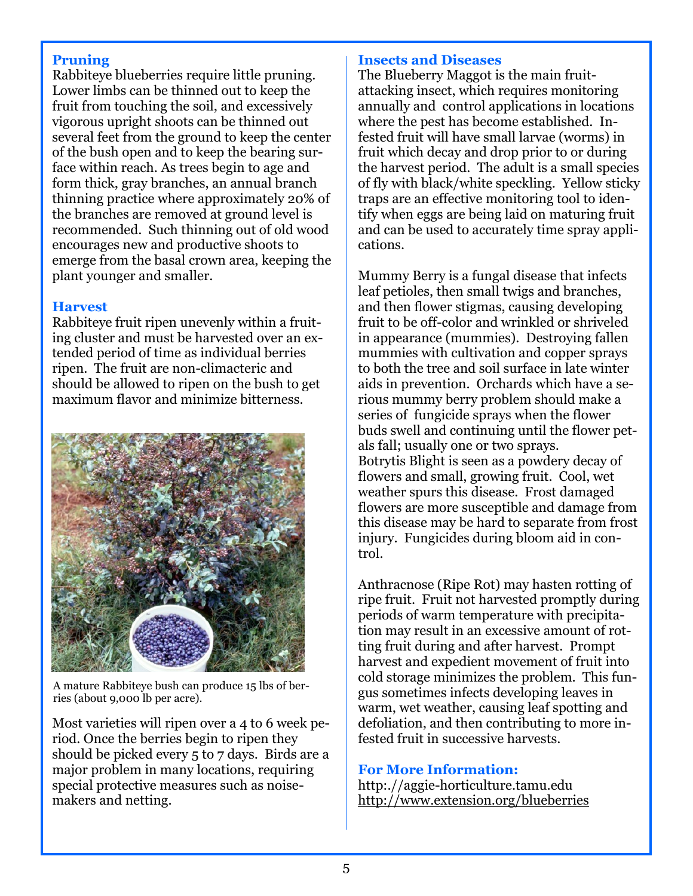## Pruning

Rabbiteye blueberries require little pruning. Lower limbs can be thinned out to keep the fruit from touching the soil, and excessively vigorous upright shoots can be thinned out several feet from the ground to keep the center of the bush open and to keep the bearing surface within reach. As trees begin to age and form thick, gray branches, an annual branch thinning practice where approximately 20% of the branches are removed at ground level is recommended. Such thinning out of old wood encourages new and productive shoots to emerge from the basal crown area, keeping the plant younger and smaller.

## Harvest

Rabbiteye fruit ripen unevenly within a fruiting cluster and must be harvested over an extended period of time as individual berries ripen. The fruit are non-climacteric and should be allowed to ripen on the bush to get maximum flavor and minimize bitterness.

A mature Rabbiteye bush can produce 15 lbs of berries (about 9,000 lb per acre).

Most varieties will ripen over a 4 to 6 week period. Once the berries begin to ripen they should be picked every 5 to 7 days. Birds are a major problem in many locations, requiring special protective measures such as noisemakers and netting.

## Insects and Diseases

The Blueberry Maggot is the main fruit-attacking insect, which requires monitoring annually and control applications in locations where the pest has become established. Infested fruit will have small larvae (worms) in fruit which decay and drop prior to or during the harvest period. The adult is a small species of fly with black/white speckling. Yellow sticky traps are an effective monitoring tool to identify when eggs are being laid on maturing fruit and can be used to accurately time spray applications.

Mummy Berry is a fungal disease that infects leaf petioles, then small twigs and branches, and then flower stigmas, causing developing fruit to be off-color and wrinkled or shriveled in appearance (mummies). Destroying fallen mummies with cultivation and copper sprays to both the tree and soil surface in late winter aids in prevention. Orchards which have a serious mummy berry problem should make a series of fungicide sprays when the flower buds swell and continuing until the flower petals fall; usually one or two sprays.

Botrytis Blight is seen as a powdery decay of flowers and small, growing fruit. Cool, wet weather spurs this disease. Frost damaged flowers are more susceptible and damage from this disease may be hard to separate from frost injury. Fungicides during bloom aid in control.

Anthracnose (Ripe Rot) may hasten rotting of ripe fruit. Fruit not harvested promptly during periods of warm temperature with precipitation may result in an excessive amount of rotting fruit during and after harvest. Prompt harvest and expedient movement of fruit into cold storage minimizes the problem. This fungus sometimes infects developing leaves in warm, wet weather, causing leaf spotting and defoliation, and then contributing to more infested fruit in successive harvests.

## For More Information:

http:.//aggie-horticulture.tamu.edu
http://www.extension.org/blueberries